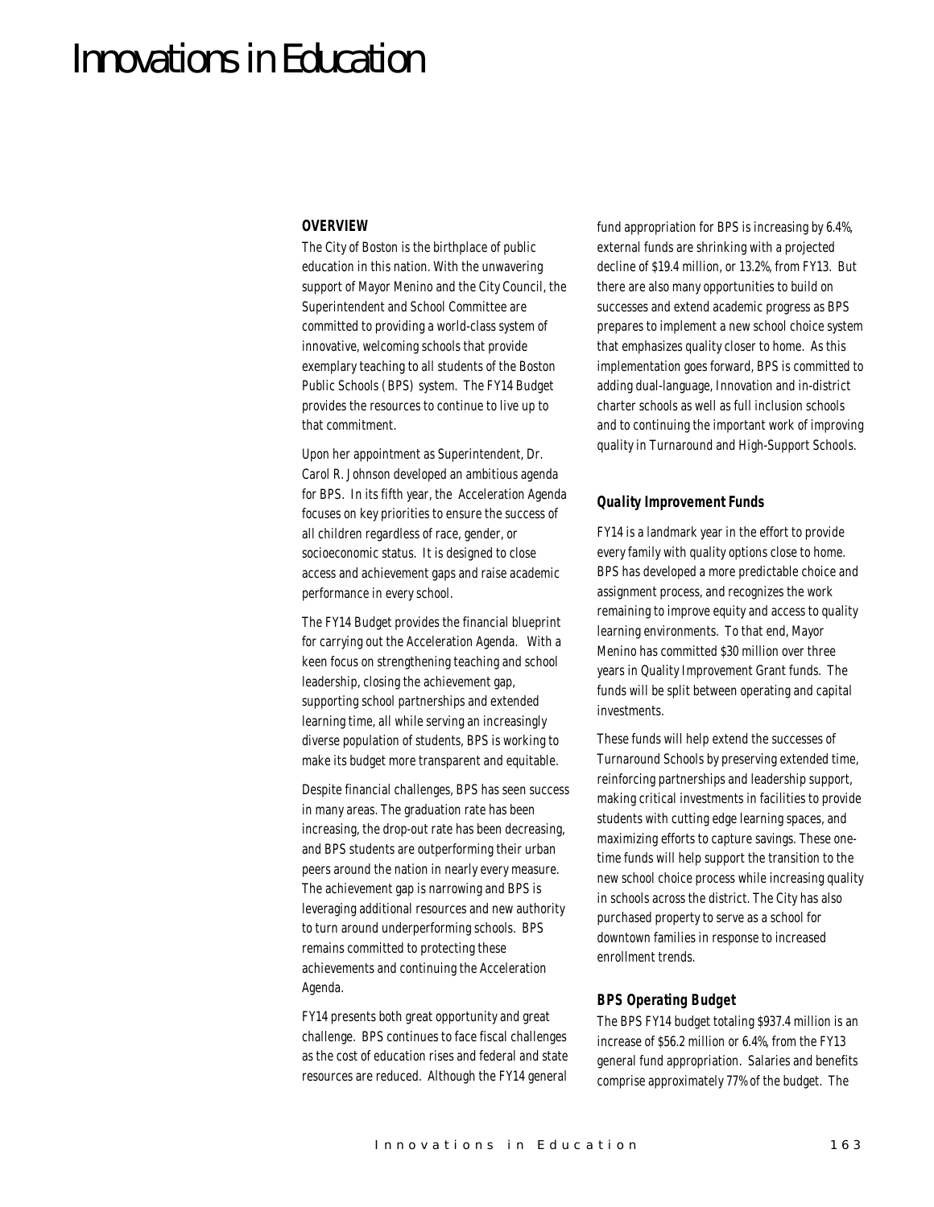# Innovations in Education

### OVERVIEW

The City of Boston is the birthplace of public education in this nation. With the unwavering support of Mayor Menino and the City Council, the Superintendent and School Committee are committed to providing a world-class system of innovative, welcoming schools that provide exemplary teaching to all students of the Boston Public Schools (BPS) system. The FY14 Budget provides the resources to continue to live up to that commitment.

Upon her appointment as Superintendent, Dr. Carol R. Johnson developed an ambitious agenda for BPS. In its fifth year, the Acceleration Agenda focuses on key priorities to ensure the success of all children regardless of race, gender, or socioeconomic status. It is designed to close access and achievement gaps and raise academic performance in every school.

The FY14 Budget provides the financial blueprint for carrying out the Acceleration Agenda. With a keen focus on strengthening teaching and school leadership, closing the achievement gap, supporting school partnerships and extended learning time, all while serving an increasingly diverse population of students, BPS is working to make its budget more transparent and equitable.

Despite financial challenges, BPS has seen success in many areas. The graduation rate has been increasing, the drop-out rate has been decreasing, and BPS students are outperforming their urban peers around the nation in nearly every measure. The achievement gap is narrowing and BPS is leveraging additional resources and new authority to turn around underperforming schools. BPS remains committed to protecting these achievements and continuing the Acceleration Agenda.

FY14 presents both great opportunity and great challenge. BPS continues to face fiscal challenges as the cost of education rises and federal and state resources are reduced. Although the FY14 general fund appropriation for BPS is increasing by 6.4%, external funds are shrinking with a projected decline of $19.4 million, or 13.2%, from FY13. But there are also many opportunities to build on successes and extend academic progress as BPS prepares to implement a new school choice system that emphasizes quality closer to home. As this implementation goes forward, BPS is committed to adding dual-language, Innovation and in-district charter schools as well as full inclusion schools and to continuing the important work of improving quality in Turnaround and High-Support Schools.

### Quality Improvement Funds

FY14 is a landmark year in the effort to provide every family with quality options close to home. BPS has developed a more predictable choice and assignment process, and recognizes the work remaining to improve equity and access to quality learning environments. To that end, Mayor Menino has committed $30 million over three years in Quality Improvement Grant funds. The funds will be split between operating and capital investments.

These funds will help extend the successes of Turnaround Schools by preserving extended time, reinforcing partnerships and leadership support, making critical investments in facilities to provide students with cutting edge learning spaces, and maximizing efforts to capture savings. These one-time funds will help support the transition to the new school choice process while increasing quality in schools across the district. The City has also purchased property to serve as a school for downtown families in response to increased enrollment trends.

### BPS Operating Budget

The BPS FY14 budget totaling $937.4 million is an increase of $56.2 million or 6.4%, from the FY13 general fund appropriation. Salaries and benefits comprise approximately 77% of the budget. The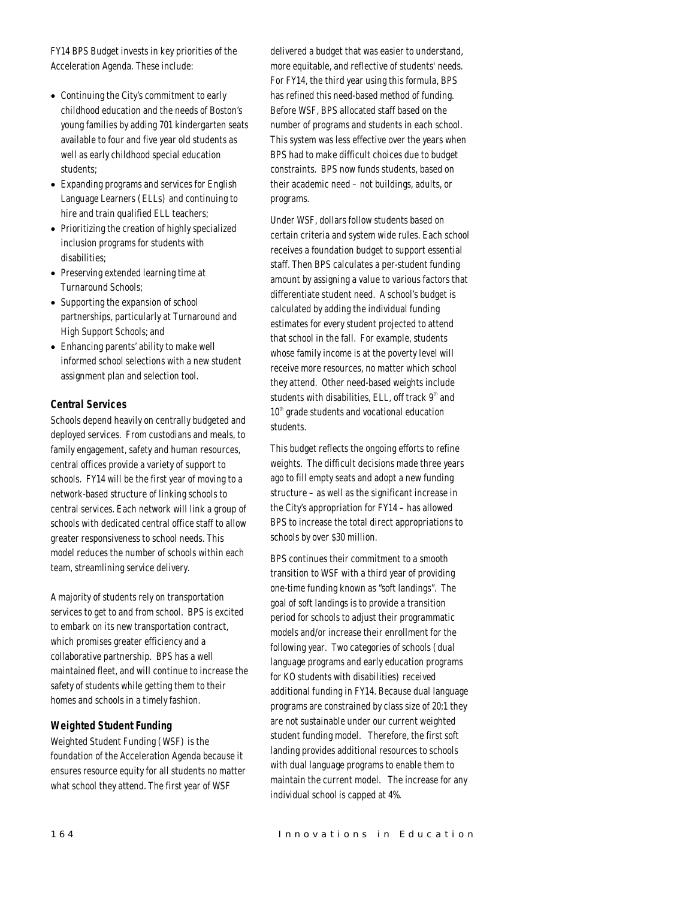FY14 BPS Budget invests in key priorities of the Acceleration Agenda. These include:

- Continuing the City's commitment to early childhood education and the needs of Boston's young families by adding 701 kindergarten seats available to four and five year old students as well as early childhood special education students;
- Expanding programs and services for English Language Learners (ELLs) and continuing to hire and train qualified ELL teachers;
- Prioritizing the creation of highly specialized inclusion programs for students with disabilities;
- Preserving extended learning time at Turnaround Schools;
- Supporting the expansion of school partnerships, particularly at Turnaround and High Support Schools; and
- Enhancing parents' ability to make well informed school selections with a new student assignment plan and selection tool.

### Central Services

Schools depend heavily on centrally budgeted and deployed services. From custodians and meals, to family engagement, safety and human resources, central offices provide a variety of support to schools. FY14 will be the first year of moving to a network-based structure of linking schools to central services. Each network will link a group of schools with dedicated central office staff to allow greater responsiveness to school needs. This model reduces the number of schools within each team, streamlining service delivery.

A majority of students rely on transportation services to get to and from school. BPS is excited to embark on its new transportation contract, which promises greater efficiency and a collaborative partnership. BPS has a well maintained fleet, and will continue to increase the safety of students while getting them to their homes and schools in a timely fashion.

### Weighted Student Funding

Weighted Student Funding (WSF) is the foundation of the Acceleration Agenda because it ensures resource equity for all students no matter what school they attend. The first year of WSF delivered a budget that was easier to understand, more equitable, and reflective of students' needs. For FY14, the third year using this formula, BPS has refined this need-based method of funding. Before WSF, BPS allocated staff based on the number of programs and students in each school. This system was less effective over the years when BPS had to make difficult choices due to budget constraints. BPS now funds students, based on their academic need – not buildings, adults, or programs.

Under WSF, dollars follow students based on certain criteria and system wide rules. Each school receives a foundation budget to support essential staff. Then BPS calculates a per-student funding amount by assigning a value to various factors that differentiate student need. A school's budget is calculated by adding the individual funding estimates for every student projected to attend that school in the fall. For example, students whose family income is at the poverty level will receive more resources, no matter which school they attend. Other need-based weights include students with disabilities, ELL, off track 9th and 10th grade students and vocational education students.

This budget reflects the ongoing efforts to refine weights. The difficult decisions made three years ago to fill empty seats and adopt a new funding structure – as well as the significant increase in the City's appropriation for FY14 – has allowed BPS to increase the total direct appropriations to schools by over $30 million.

BPS continues their commitment to a smooth transition to WSF with a third year of providing one-time funding known as "soft landings". The goal of soft landings is to provide a transition period for schools to adjust their programmatic models and/or increase their enrollment for the following year. Two categories of schools (dual language programs and early education programs for K0 students with disabilities) received additional funding in FY14. Because dual language programs are constrained by class size of 20:1 they are not sustainable under our current weighted student funding model. Therefore, the first soft landing provides additional resources to schools with dual language programs to enable them to maintain the current model. The increase for any individual school is capped at 4%.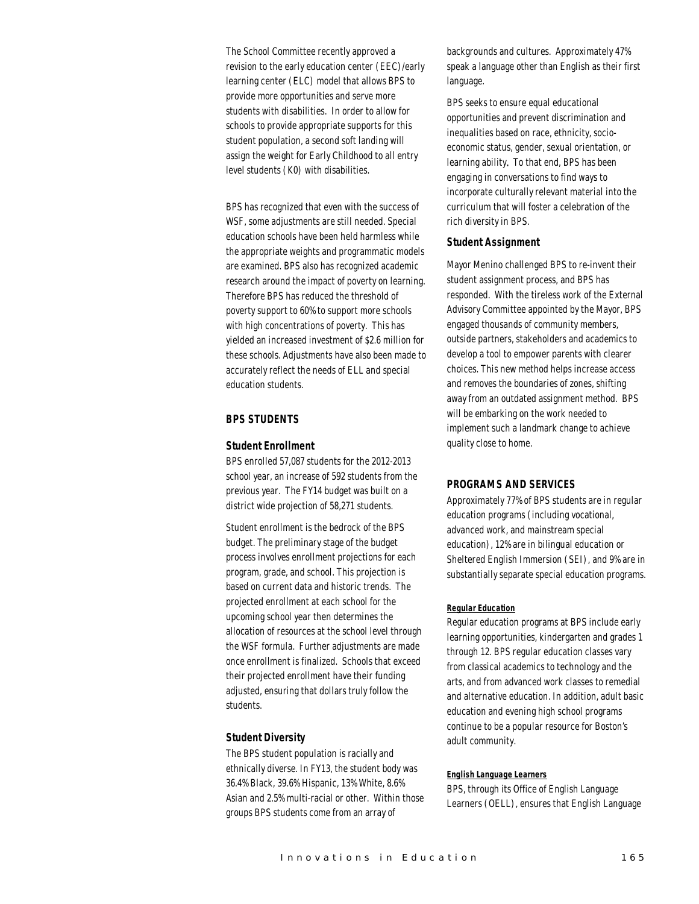The School Committee recently approved a revision to the early education center (EEC)/early learning center (ELC) model that allows BPS to provide more opportunities and serve more students with disabilities. In order to allow for schools to provide appropriate supports for this student population, a second soft landing will assign the weight for Early Childhood to all entry level students (K0) with disabilities.

BPS has recognized that even with the success of WSF, some adjustments are still needed. Special education schools have been held harmless while the appropriate weights and programmatic models are examined. BPS also has recognized academic research around the impact of poverty on learning. Therefore BPS has reduced the threshold of poverty support to 60% to support more schools with high concentrations of poverty. This has yielded an increased investment of $2.6 million for these schools. Adjustments have also been made to accurately reflect the needs of ELL and special education students.

## BPS STUDENTS

### Student Enrollment

BPS enrolled 57,087 students for the 2012-2013 school year, an increase of 592 students from the previous year. The FY14 budget was built on a district wide projection of 58,271 students.

Student enrollment is the bedrock of the BPS budget. The preliminary stage of the budget process involves enrollment projections for each program, grade, and school. This projection is based on current data and historic trends. The projected enrollment at each school for the upcoming school year then determines the allocation of resources at the school level through the WSF formula. Further adjustments are made once enrollment is finalized. Schools that exceed their projected enrollment have their funding adjusted, ensuring that dollars truly follow the students.

### Student Diversity

The BPS student population is racially and ethnically diverse. In FY13, the student body was 36.4% Black, 39.6% Hispanic, 13% White, 8.6% Asian and 2.5% multi-racial or other. Within those groups BPS students come from an array of backgrounds and cultures. Approximately 47% speak a language other than English as their first language.

BPS seeks to ensure equal educational opportunities and prevent discrimination and inequalities based on race, ethnicity, socio-economic status, gender, sexual orientation, or learning ability. To that end, BPS has been engaging in conversations to find ways to incorporate culturally relevant material into the curriculum that will foster a celebration of the rich diversity in BPS.

### Student Assignment

Mayor Menino challenged BPS to re-invent their student assignment process, and BPS has responded. With the tireless work of the External Advisory Committee appointed by the Mayor, BPS engaged thousands of community members, outside partners, stakeholders and academics to develop a tool to empower parents with clearer choices. This new method helps increase access and removes the boundaries of zones, shifting away from an outdated assignment method. BPS will be embarking on the work needed to implement such a landmark change to achieve quality close to home.

## PROGRAMS AND SERVICES

Approximately 77% of BPS students are in regular education programs (including vocational, advanced work, and mainstream special education), 12% are in bilingual education or Sheltered English Immersion (SEI), and 9% are in substantially separate special education programs.

#### Regular Education

Regular education programs at BPS include early learning opportunities, kindergarten and grades 1 through 12. BPS regular education classes vary from classical academics to technology and the arts, and from advanced work classes to remedial and alternative education. In addition, adult basic education and evening high school programs continue to be a popular resource for Boston's adult community.

#### English Language Learners

BPS, through its Office of English Language Learners (OELL), ensures that English Language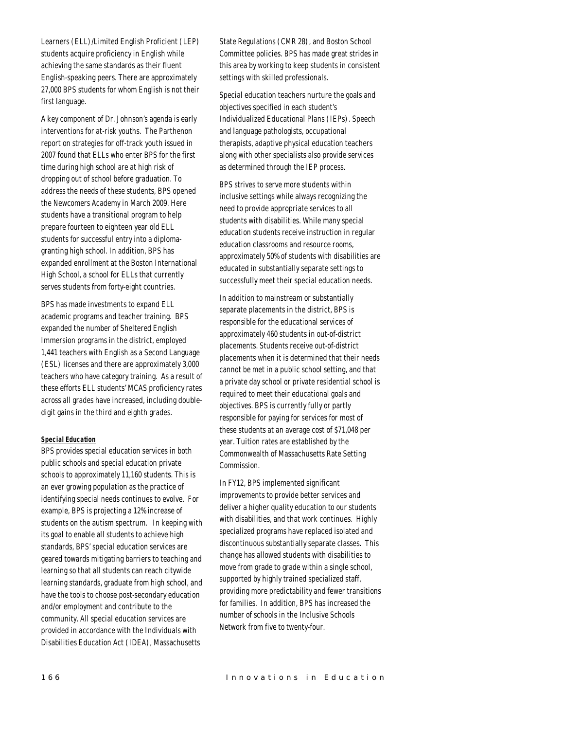Learners (ELL)/Limited English Proficient (LEP) students acquire proficiency in English while achieving the same standards as their fluent English-speaking peers. There are approximately 27,000 BPS students for whom English is not their first language.

A key component of Dr. Johnson's agenda is early interventions for at-risk youths. The Parthenon report on strategies for off-track youth issued in 2007 found that ELLs who enter BPS for the first time during high school are at high risk of dropping out of school before graduation. To address the needs of these students, BPS opened the Newcomers Academy in March 2009. Here students have a transitional program to help prepare fourteen to eighteen year old ELL students for successful entry into a diploma-granting high school. In addition, BPS has expanded enrollment at the Boston International High School, a school for ELLs that currently serves students from forty-eight countries.

BPS has made investments to expand ELL academic programs and teacher training. BPS expanded the number of Sheltered English Immersion programs in the district, employed 1,441 teachers with English as a Second Language (ESL) licenses and there are approximately 3,000 teachers who have category training. As a result of these efforts ELL students' MCAS proficiency rates across all grades have increased, including double-digit gains in the third and eighth grades.

***Special Education***

BPS provides special education services in both public schools and special education private schools to approximately 11,160 students. This is an ever growing population as the practice of identifying special needs continues to evolve. For example, BPS is projecting a 12% increase of students on the autism spectrum. In keeping with its goal to enable all students to achieve high standards, BPS' special education services are geared towards mitigating barriers to teaching and learning so that all students can reach citywide learning standards, graduate from high school, and have the tools to choose post-secondary education and/or employment and contribute to the community. All special education services are provided in accordance with the Individuals with Disabilities Education Act (IDEA), Massachusetts State Regulations (CMR 28), and Boston School Committee policies. BPS has made great strides in this area by working to keep students in consistent settings with skilled professionals.

Special education teachers nurture the goals and objectives specified in each student's Individualized Educational Plans (IEPs). Speech and language pathologists, occupational therapists, adaptive physical education teachers along with other specialists also provide services as determined through the IEP process.

BPS strives to serve more students within inclusive settings while always recognizing the need to provide appropriate services to all students with disabilities. While many special education students receive instruction in regular education classrooms and resource rooms, approximately 50% of students with disabilities are educated in substantially separate settings to successfully meet their special education needs.

In addition to mainstream or substantially separate placements in the district, BPS is responsible for the educational services of approximately 460 students in out-of-district placements. Students receive out-of-district placements when it is determined that their needs cannot be met in a public school setting, and that a private day school or private residential school is required to meet their educational goals and objectives. BPS is currently fully or partly responsible for paying for services for most of these students at an average cost of $71,048 per year. Tuition rates are established by the Commonwealth of Massachusetts Rate Setting Commission.

In FY12, BPS implemented significant improvements to provide better services and deliver a higher quality education to our students with disabilities, and that work continues. Highly specialized programs have replaced isolated and discontinuous substantially separate classes. This change has allowed students with disabilities to move from grade to grade within a single school, supported by highly trained specialized staff, providing more predictability and fewer transitions for families. In addition, BPS has increased the number of schools in the Inclusive Schools Network from five to twenty-four.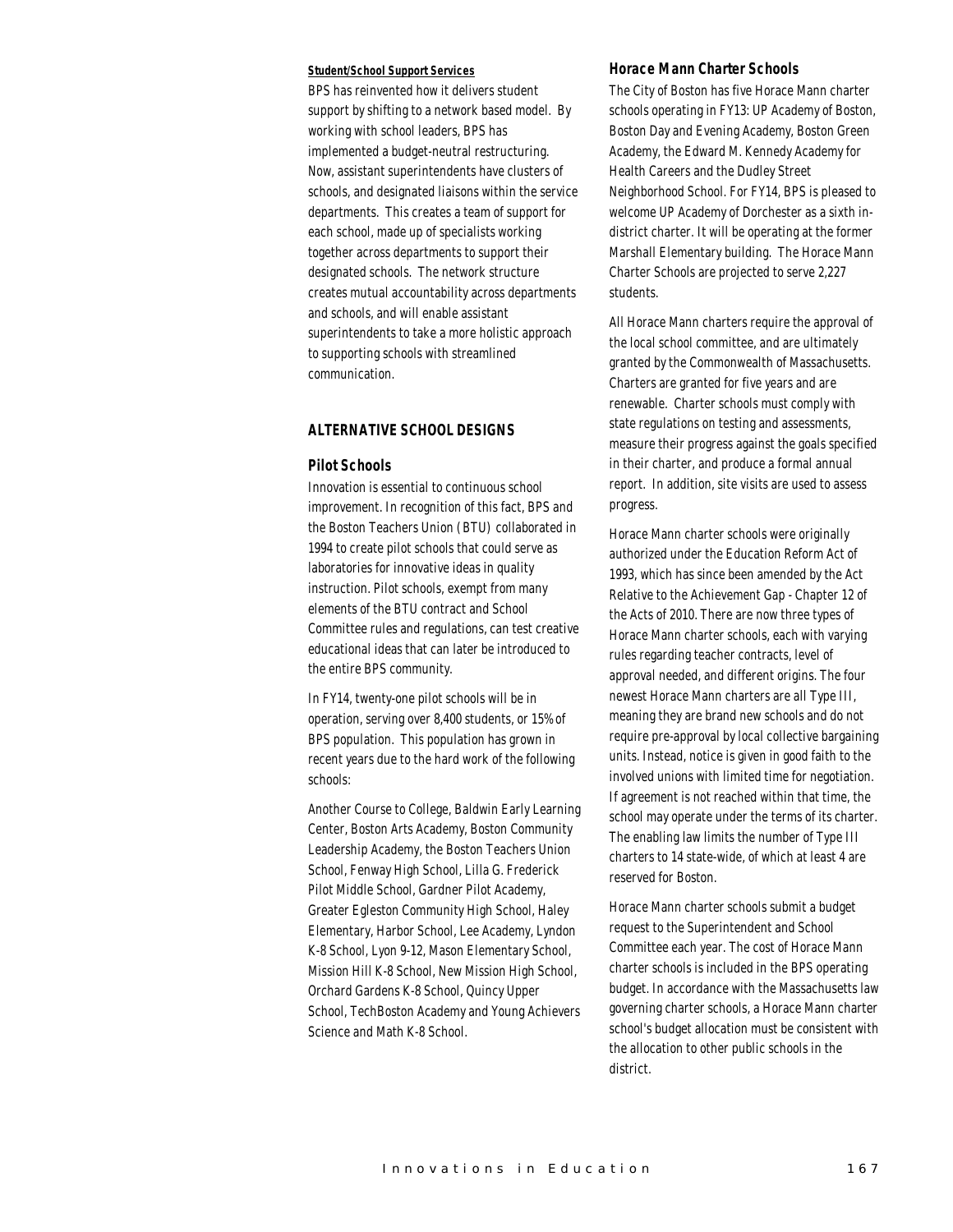#### Student/School Support Services

BPS has reinvented how it delivers student support by shifting to a network based model. By working with school leaders, BPS has implemented a budget-neutral restructuring. Now, assistant superintendents have clusters of schools, and designated liaisons within the service departments. This creates a team of support for each school, made up of specialists working together across departments to support their designated schools. The network structure creates mutual accountability across departments and schools, and will enable assistant superintendents to take a more holistic approach to supporting schools with streamlined communication.

## ALTERNATIVE SCHOOL DESIGNS

### Pilot Schools

Innovation is essential to continuous school improvement. In recognition of this fact, BPS and the Boston Teachers Union (BTU) collaborated in 1994 to create pilot schools that could serve as laboratories for innovative ideas in quality instruction. Pilot schools, exempt from many elements of the BTU contract and School Committee rules and regulations, can test creative educational ideas that can later be introduced to the entire BPS community.

In FY14, twenty-one pilot schools will be in operation, serving over 8,400 students, or 15% of BPS population. This population has grown in recent years due to the hard work of the following schools:

Another Course to College, Baldwin Early Learning Center, Boston Arts Academy, Boston Community Leadership Academy, the Boston Teachers Union School, Fenway High School, Lilla G. Frederick Pilot Middle School, Gardner Pilot Academy, Greater Egleston Community High School, Haley Elementary, Harbor School, Lee Academy, Lyndon K-8 School, Lyon 9-12, Mason Elementary School, Mission Hill K-8 School, New Mission High School, Orchard Gardens K-8 School, Quincy Upper School, TechBoston Academy and Young Achievers Science and Math K-8 School.

### Horace Mann Charter Schools

The City of Boston has five Horace Mann charter schools operating in FY13: UP Academy of Boston, Boston Day and Evening Academy, Boston Green Academy, the Edward M. Kennedy Academy for Health Careers and the Dudley Street Neighborhood School. For FY14, BPS is pleased to welcome UP Academy of Dorchester as a sixth in-district charter. It will be operating at the former Marshall Elementary building. The Horace Mann Charter Schools are projected to serve 2,227 students.

All Horace Mann charters require the approval of the local school committee, and are ultimately granted by the Commonwealth of Massachusetts. Charters are granted for five years and are renewable. Charter schools must comply with state regulations on testing and assessments, measure their progress against the goals specified in their charter, and produce a formal annual report. In addition, site visits are used to assess progress.

Horace Mann charter schools were originally authorized under the Education Reform Act of 1993, which has since been amended by the Act Relative to the Achievement Gap - Chapter 12 of the Acts of 2010. There are now three types of Horace Mann charter schools, each with varying rules regarding teacher contracts, level of approval needed, and different origins. The four newest Horace Mann charters are all Type III, meaning they are brand new schools and do not require pre-approval by local collective bargaining units. Instead, notice is given in good faith to the involved unions with limited time for negotiation. If agreement is not reached within that time, the school may operate under the terms of its charter. The enabling law limits the number of Type III charters to 14 state-wide, of which at least 4 are reserved for Boston.

Horace Mann charter schools submit a budget request to the Superintendent and School Committee each year. The cost of Horace Mann charter schools is included in the BPS operating budget. In accordance with the Massachusetts law governing charter schools, a Horace Mann charter school's budget allocation must be consistent with the allocation to other public schools in the district.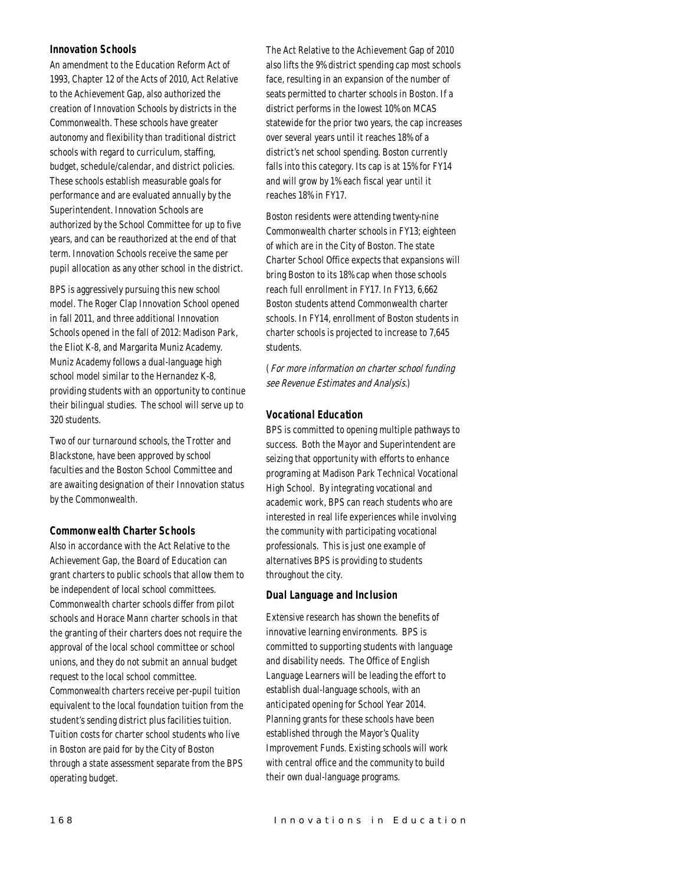### Innovation Schools

An amendment to the Education Reform Act of 1993, Chapter 12 of the Acts of 2010, Act Relative to the Achievement Gap, also authorized the creation of Innovation Schools by districts in the Commonwealth. These schools have greater autonomy and flexibility than traditional district schools with regard to curriculum, staffing, budget, schedule/calendar, and district policies. These schools establish measurable goals for performance and are evaluated annually by the Superintendent. Innovation Schools are authorized by the School Committee for up to five years, and can be reauthorized at the end of that term. Innovation Schools receive the same per pupil allocation as any other school in the district.

BPS is aggressively pursuing this new school model. The Roger Clap Innovation School opened in fall 2011, and three additional Innovation Schools opened in the fall of 2012: Madison Park, the Eliot K-8, and Margarita Muniz Academy. Muniz Academy follows a dual-language high school model similar to the Hernandez K-8, providing students with an opportunity to continue their bilingual studies. The school will serve up to 320 students.

Two of our turnaround schools, the Trotter and Blackstone, have been approved by school faculties and the Boston School Committee and are awaiting designation of their Innovation status by the Commonwealth.

### Commonwealth Charter Schools

Also in accordance with the Act Relative to the Achievement Gap, the Board of Education can grant charters to public schools that allow them to be independent of local school committees. Commonwealth charter schools differ from pilot schools and Horace Mann charter schools in that the granting of their charters does not require the approval of the local school committee or school unions, and they do not submit an annual budget request to the local school committee. Commonwealth charters receive per-pupil tuition equivalent to the local foundation tuition from the student's sending district plus facilities tuition. Tuition costs for charter school students who live in Boston are paid for by the City of Boston through a state assessment separate from the BPS operating budget.

The Act Relative to the Achievement Gap of 2010 also lifts the 9% district spending cap most schools face, resulting in an expansion of the number of seats permitted to charter schools in Boston. If a district performs in the lowest 10% on MCAS statewide for the prior two years, the cap increases over several years until it reaches 18% of a district's net school spending. Boston currently falls into this category. Its cap is at 15% for FY14 and will grow by 1% each fiscal year until it reaches 18% in FY17.

Boston residents were attending twenty-nine Commonwealth charter schools in FY13; eighteen of which are in the City of Boston. The state Charter School Office expects that expansions will bring Boston to its 18% cap when those schools reach full enrollment in FY17. In FY13, 6,662 Boston students attend Commonwealth charter schools. In FY14, enrollment of Boston students in charter schools is projected to increase to 7,645 students.

(*For more information on charter school funding see Revenue Estimates and Analysis.*)

### Vocational Education

BPS is committed to opening multiple pathways to success. Both the Mayor and Superintendent are seizing that opportunity with efforts to enhance programing at Madison Park Technical Vocational High School. By integrating vocational and academic work, BPS can reach students who are interested in real life experiences while involving the community with participating vocational professionals. This is just one example of alternatives BPS is providing to students throughout the city.

### Dual Language and Inclusion

Extensive research has shown the benefits of innovative learning environments. BPS is committed to supporting students with language and disability needs. The Office of English Language Learners will be leading the effort to establish dual-language schools, with an anticipated opening for School Year 2014. Planning grants for these schools have been established through the Mayor's Quality Improvement Funds. Existing schools will work with central office and the community to build their own dual-language programs.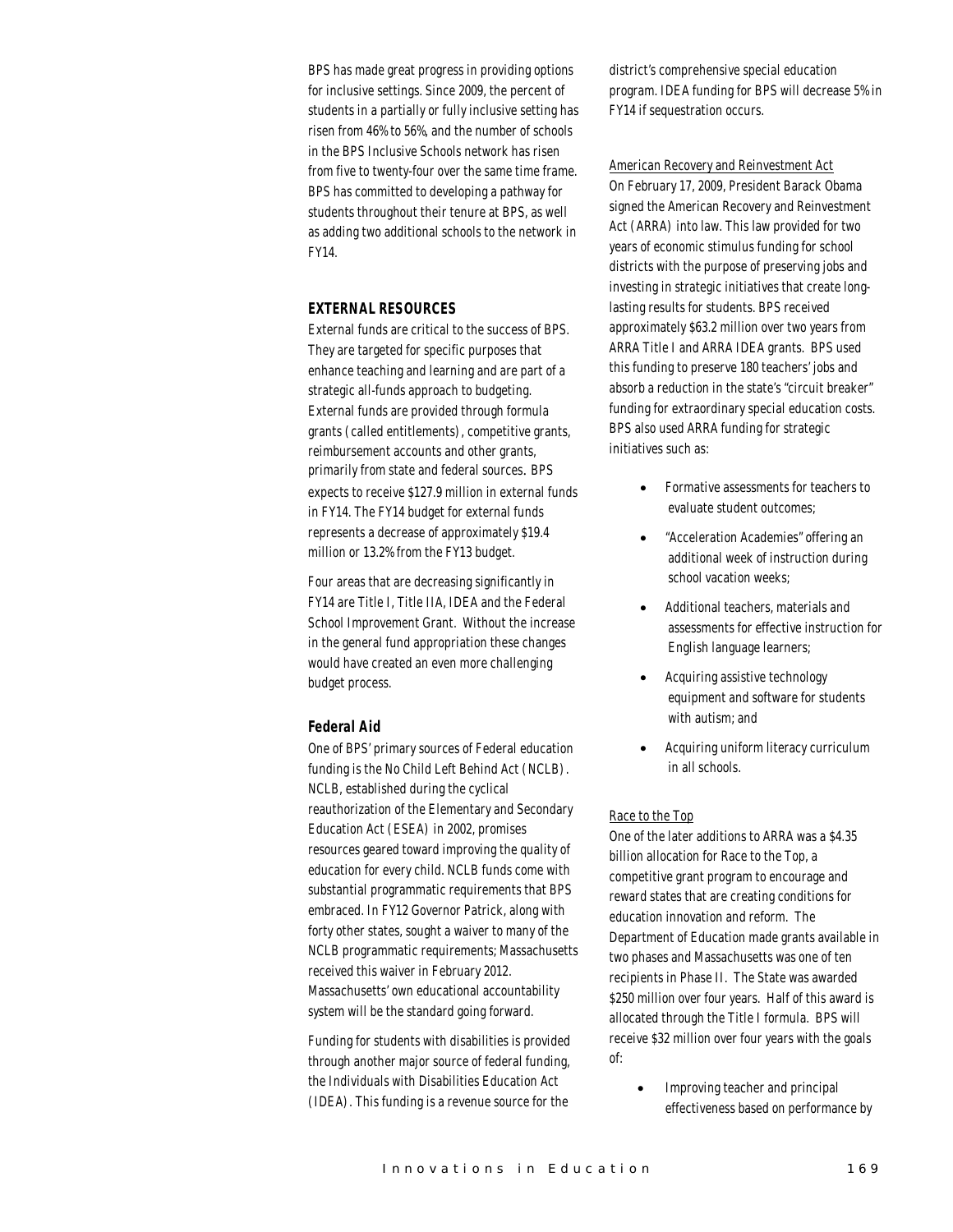BPS has made great progress in providing options for inclusive settings. Since 2009, the percent of students in a partially or fully inclusive setting has risen from 46% to 56%, and the number of schools in the BPS Inclusive Schools network has risen from five to twenty-four over the same time frame. BPS has committed to developing a pathway for students throughout their tenure at BPS, as well as adding two additional schools to the network in FY14.

### EXTERNAL RESOURCES

External funds are critical to the success of BPS. They are targeted for specific purposes that enhance teaching and learning and are part of a strategic all-funds approach to budgeting. External funds are provided through formula grants (called entitlements), competitive grants, reimbursement accounts and other grants, primarily from state and federal sources. BPS expects to receive $127.9 million in external funds in FY14. The FY14 budget for external funds represents a decrease of approximately $19.4 million or 13.2% from the FY13 budget.

Four areas that are decreasing significantly in FY14 are Title I, Title IIA, IDEA and the Federal School Improvement Grant. Without the increase in the general fund appropriation these changes would have created an even more challenging budget process.

#### Federal Aid

One of BPS' primary sources of Federal education funding is the No Child Left Behind Act (NCLB). NCLB, established during the cyclical reauthorization of the Elementary and Secondary Education Act (ESEA) in 2002, promises resources geared toward improving the quality of education for every child. NCLB funds come with substantial programmatic requirements that BPS embraced. In FY12 Governor Patrick, along with forty other states, sought a waiver to many of the NCLB programmatic requirements; Massachusetts received this waiver in February 2012. Massachusetts' own educational accountability system will be the standard going forward.

Funding for students with disabilities is provided through another major source of federal funding, the Individuals with Disabilities Education Act (IDEA). This funding is a revenue source for the district's comprehensive special education program. IDEA funding for BPS will decrease 5% in FY14 if sequestration occurs.

American Recovery and Reinvestment Act

On February 17, 2009, President Barack Obama signed the American Recovery and Reinvestment Act (ARRA) into law. This law provided for two years of economic stimulus funding for school districts with the purpose of preserving jobs and investing in strategic initiatives that create long-lasting results for students. BPS received approximately $63.2 million over two years from ARRA Title I and ARRA IDEA grants. BPS used this funding to preserve 180 teachers' jobs and absorb a reduction in the state's "circuit breaker" funding for extraordinary special education costs. BPS also used ARRA funding for strategic initiatives such as:

- Formative assessments for teachers to evaluate student outcomes;
- "Acceleration Academies" offering an additional week of instruction during school vacation weeks;
- Additional teachers, materials and assessments for effective instruction for English language learners;
- Acquiring assistive technology equipment and software for students with autism; and
- Acquiring uniform literacy curriculum in all schools.

Race to the Top

One of the later additions to ARRA was a $4.35 billion allocation for Race to the Top, a competitive grant program to encourage and reward states that are creating conditions for education innovation and reform. The Department of Education made grants available in two phases and Massachusetts was one of ten recipients in Phase II. The State was awarded $250 million over four years. Half of this award is allocated through the Title I formula. BPS will receive $32 million over four years with the goals of:

- Improving teacher and principal effectiveness based on performance by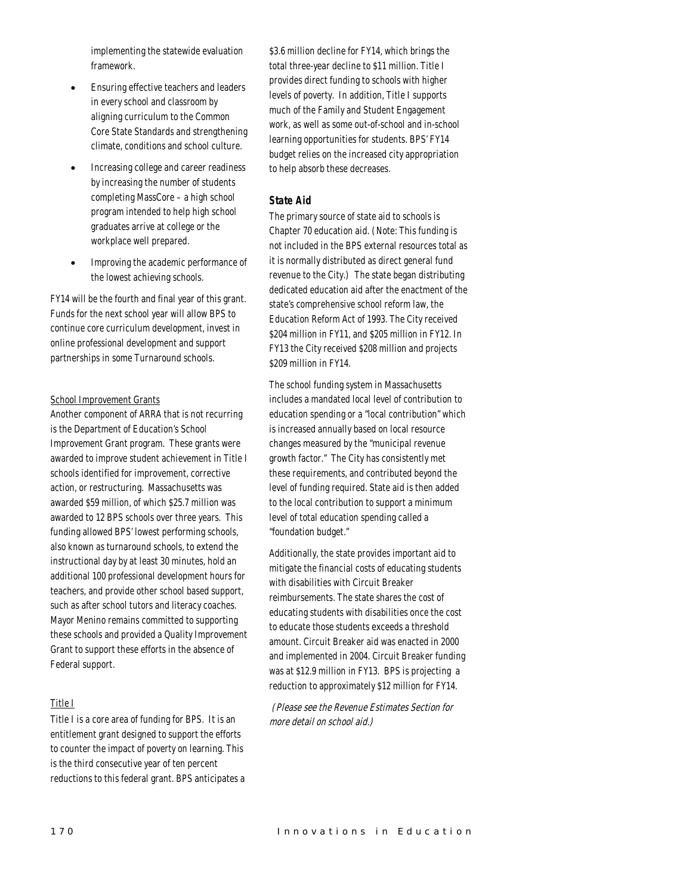implementing the statewide evaluation framework.

- Ensuring effective teachers and leaders in every school and classroom by aligning curriculum to the Common Core State Standards and strengthening climate, conditions and school culture.
- Increasing college and career readiness by increasing the number of students completing MassCore – a high school program intended to help high school graduates arrive at college or the workplace well prepared.
- Improving the academic performance of the lowest achieving schools.

FY14 will be the fourth and final year of this grant. Funds for the next school year will allow BPS to continue core curriculum development, invest in online professional development and support partnerships in some Turnaround schools.

School Improvement Grants

Another component of ARRA that is not recurring is the Department of Education's School Improvement Grant program. These grants were awarded to improve student achievement in Title I schools identified for improvement, corrective action, or restructuring. Massachusetts was awarded $59 million, of which $25.7 million was awarded to 12 BPS schools over three years. This funding allowed BPS' lowest performing schools, also known as turnaround schools, to extend the instructional day by at least 30 minutes, hold an additional 100 professional development hours for teachers, and provide other school based support, such as after school tutors and literacy coaches. Mayor Menino remains committed to supporting these schools and provided a Quality Improvement Grant to support these efforts in the absence of Federal support.

Title I

Title I is a core area of funding for BPS. It is an entitlement grant designed to support the efforts to counter the impact of poverty on learning. This is the third consecutive year of ten percent reductions to this federal grant. BPS anticipates a $3.6 million decline for FY14, which brings the total three-year decline to $11 million. Title I provides direct funding to schools with higher levels of poverty. In addition, Title I supports much of the Family and Student Engagement work, as well as some out-of-school and in-school learning opportunities for students. BPS' FY14 budget relies on the increased city appropriation to help absorb these decreases.

### *State Aid*

The primary source of state aid to schools is Chapter 70 education aid. (Note: This funding is not included in the BPS external resources total as it is normally distributed as direct general fund revenue to the City.) The state began distributing dedicated education aid after the enactment of the state's comprehensive school reform law, the Education Reform Act of 1993. The City received $204 million in FY11, and $205 million in FY12. In FY13 the City received $208 million and projects $209 million in FY14.

The school funding system in Massachusetts includes a mandated local level of contribution to education spending or a "local contribution" which is increased annually based on local resource changes measured by the "municipal revenue growth factor." The City has consistently met these requirements, and contributed beyond the level of funding required. State aid is then added to the local contribution to support a minimum level of total education spending called a "foundation budget."

Additionally, the state provides important aid to mitigate the financial costs of educating students with disabilities with Circuit Breaker reimbursements. The state shares the cost of educating students with disabilities once the cost to educate those students exceeds a threshold amount. Circuit Breaker aid was enacted in 2000 and implemented in 2004. Circuit Breaker funding was at $12.9 million in FY13. BPS is projecting a reduction to approximately $12 million for FY14.

*(Please see the Revenue Estimates Section for more detail on school aid.)*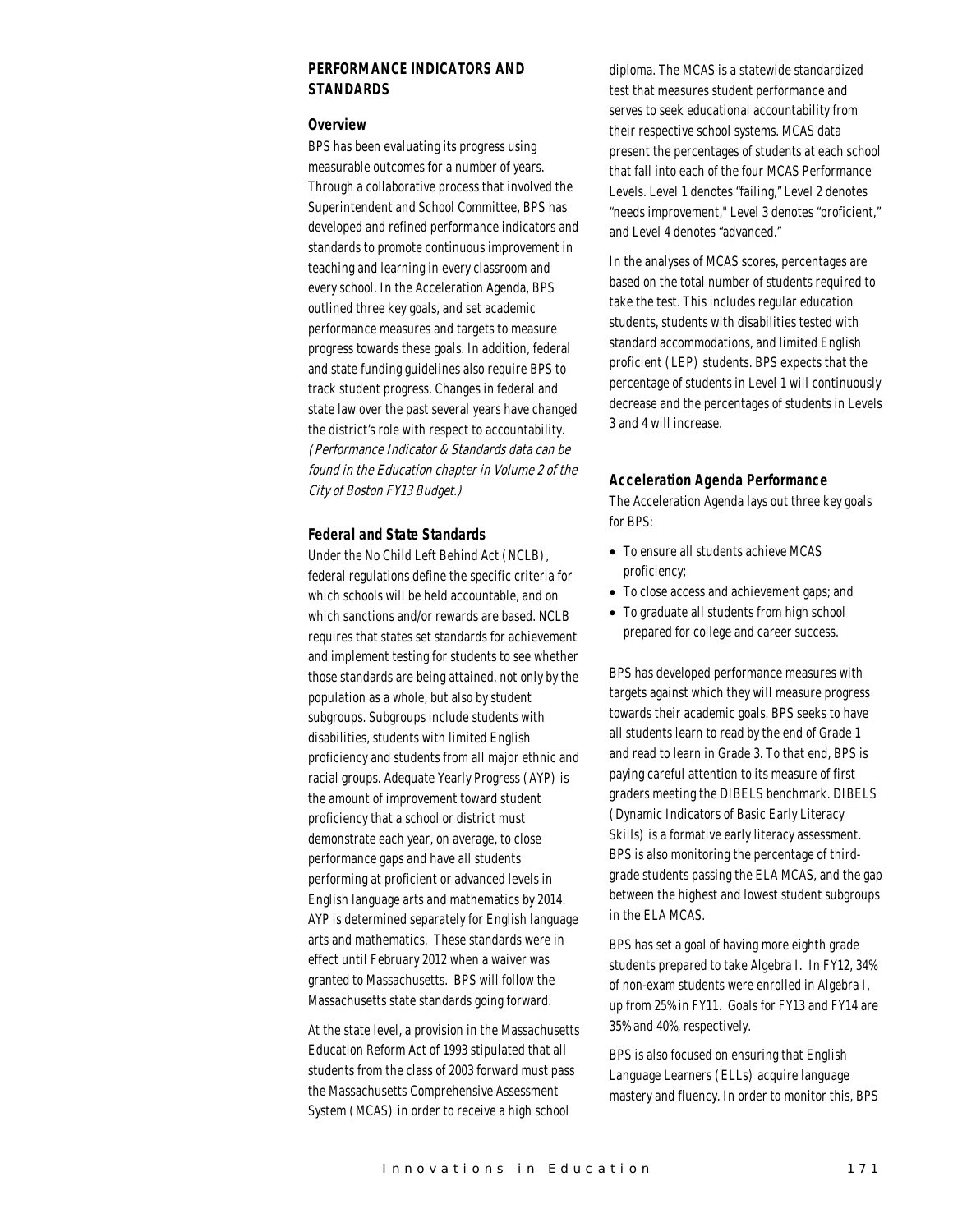## PERFORMANCE INDICATORS AND STANDARDS

### Overview

BPS has been evaluating its progress using measurable outcomes for a number of years. Through a collaborative process that involved the Superintendent and School Committee, BPS has developed and refined performance indicators and standards to promote continuous improvement in teaching and learning in every classroom and every school. In the Acceleration Agenda, BPS outlined three key goals, and set academic performance measures and targets to measure progress towards these goals. In addition, federal and state funding guidelines also require BPS to track student progress. Changes in federal and state law over the past several years have changed the district's role with respect to accountability. *(Performance Indicator & Standards data can be found in the Education chapter in Volume 2 of the City of Boston FY13 Budget.)*

### Federal and State Standards

Under the No Child Left Behind Act (NCLB), federal regulations define the specific criteria for which schools will be held accountable, and on which sanctions and/or rewards are based. NCLB requires that states set standards for achievement and implement testing for students to see whether those standards are being attained, not only by the population as a whole, but also by student subgroups. Subgroups include students with disabilities, students with limited English proficiency and students from all major ethnic and racial groups. Adequate Yearly Progress (AYP) is the amount of improvement toward student proficiency that a school or district must demonstrate each year, on average, to close performance gaps and have all students performing at proficient or advanced levels in English language arts and mathematics by 2014. AYP is determined separately for English language arts and mathematics. These standards were in effect until February 2012 when a waiver was granted to Massachusetts. BPS will follow the Massachusetts state standards going forward.

At the state level, a provision in the Massachusetts Education Reform Act of 1993 stipulated that all students from the class of 2003 forward must pass the Massachusetts Comprehensive Assessment System (MCAS) in order to receive a high school diploma. The MCAS is a statewide standardized test that measures student performance and serves to seek educational accountability from their respective school systems. MCAS data present the percentages of students at each school that fall into each of the four MCAS Performance Levels. Level 1 denotes "failing," Level 2 denotes "needs improvement," Level 3 denotes "proficient," and Level 4 denotes "advanced."

In the analyses of MCAS scores, percentages are based on the total number of students required to take the test. This includes regular education students, students with disabilities tested with standard accommodations, and limited English proficient (LEP) students. BPS expects that the percentage of students in Level 1 will continuously decrease and the percentages of students in Levels 3 and 4 will increase.

### Acceleration Agenda Performance

The Acceleration Agenda lays out three key goals for BPS:

- To ensure all students achieve MCAS proficiency;
- To close access and achievement gaps; and
- To graduate all students from high school prepared for college and career success.

BPS has developed performance measures with targets against which they will measure progress towards their academic goals. BPS seeks to have all students learn to read by the end of Grade 1 and read to learn in Grade 3. To that end, BPS is paying careful attention to its measure of first graders meeting the DIBELS benchmark. DIBELS (Dynamic Indicators of Basic Early Literacy Skills) is a formative early literacy assessment. BPS is also monitoring the percentage of third-grade students passing the ELA MCAS, and the gap between the highest and lowest student subgroups in the ELA MCAS.

BPS has set a goal of having more eighth grade students prepared to take Algebra I. In FY12, 34% of non-exam students were enrolled in Algebra I, up from 25% in FY11. Goals for FY13 and FY14 are 35% and 40%, respectively.

BPS is also focused on ensuring that English Language Learners (ELLs) acquire language mastery and fluency. In order to monitor this, BPS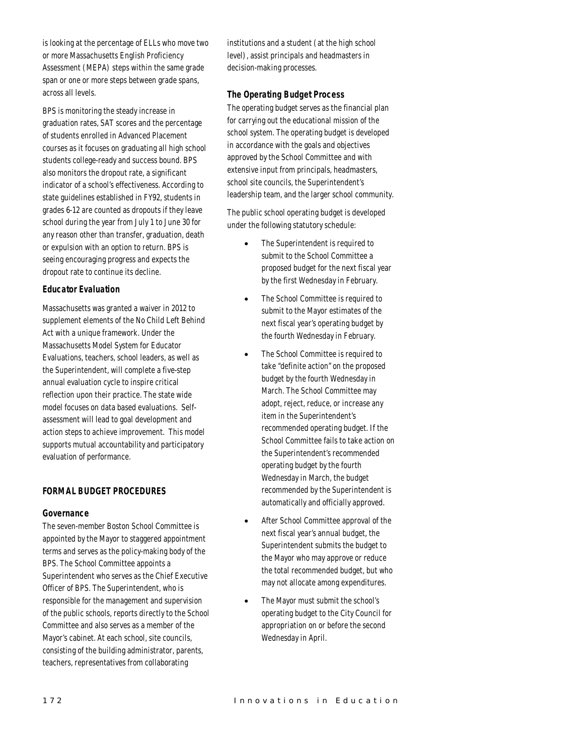is looking at the percentage of ELLs who move two or more Massachusetts English Proficiency Assessment (MEPA) steps within the same grade span or one or more steps between grade spans, across all levels.

BPS is monitoring the steady increase in graduation rates, SAT scores and the percentage of students enrolled in Advanced Placement courses as it focuses on graduating all high school students college-ready and success bound. BPS also monitors the dropout rate, a significant indicator of a school's effectiveness. According to state guidelines established in FY92, students in grades 6-12 are counted as dropouts if they leave school during the year from July 1 to June 30 for any reason other than transfer, graduation, death or expulsion with an option to return. BPS is seeing encouraging progress and expects the dropout rate to continue its decline.

### *Educator Evaluation*

Massachusetts was granted a waiver in 2012 to supplement elements of the No Child Left Behind Act with a unique framework. Under the Massachusetts Model System for Educator Evaluations, teachers, school leaders, as well as the Superintendent, will complete a five-step annual evaluation cycle to inspire critical reflection upon their practice. The state wide model focuses on data based evaluations. Self-assessment will lead to goal development and action steps to achieve improvement. This model supports mutual accountability and participatory evaluation of performance.

## FORMAL BUDGET PROCEDURES

### *Governance*

The seven-member Boston School Committee is appointed by the Mayor to staggered appointment terms and serves as the policy-making body of the BPS. The School Committee appoints a Superintendent who serves as the Chief Executive Officer of BPS. The Superintendent, who is responsible for the management and supervision of the public schools, reports directly to the School Committee and also serves as a member of the Mayor's cabinet. At each school, site councils, consisting of the building administrator, parents, teachers, representatives from collaborating institutions and a student (at the high school level), assist principals and headmasters in decision-making processes.

### *The Operating Budget Process*

The operating budget serves as the financial plan for carrying out the educational mission of the school system. The operating budget is developed in accordance with the goals and objectives approved by the School Committee and with extensive input from principals, headmasters, school site councils, the Superintendent's leadership team, and the larger school community.

The public school operating budget is developed under the following statutory schedule:

- The Superintendent is required to submit to the School Committee a proposed budget for the next fiscal year by the first Wednesday in February.
- The School Committee is required to submit to the Mayor estimates of the next fiscal year's operating budget by the fourth Wednesday in February.
- The School Committee is required to take "definite action" on the proposed budget by the fourth Wednesday in March. The School Committee may adopt, reject, reduce, or increase any item in the Superintendent's recommended operating budget. If the School Committee fails to take action on the Superintendent's recommended operating budget by the fourth Wednesday in March, the budget recommended by the Superintendent is automatically and officially approved.
- After School Committee approval of the next fiscal year's annual budget, the Superintendent submits the budget to the Mayor who may approve or reduce the total recommended budget, but who may not allocate among expenditures.
- The Mayor must submit the school's operating budget to the City Council for appropriation on or before the second Wednesday in April.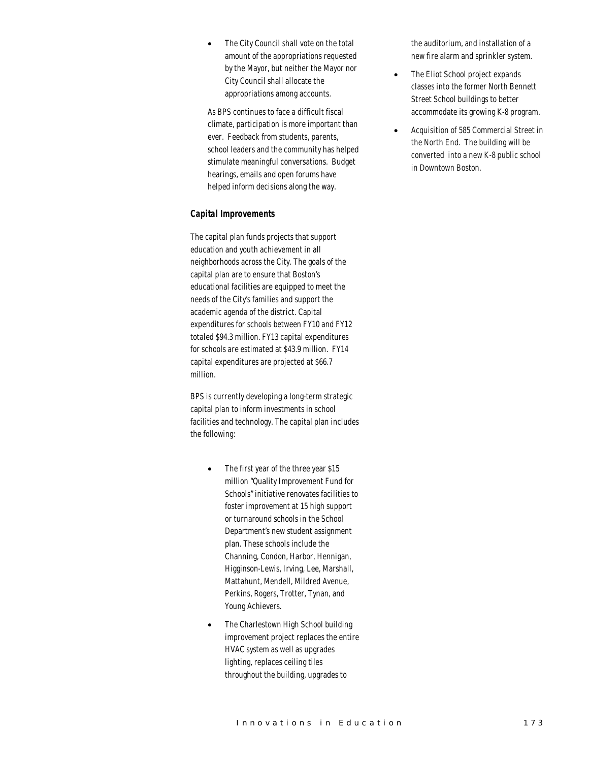- The City Council shall vote on the total amount of the appropriations requested by the Mayor, but neither the Mayor nor City Council shall allocate the appropriations among accounts.

As BPS continues to face a difficult fiscal climate, participation is more important than ever. Feedback from students, parents, school leaders and the community has helped stimulate meaningful conversations. Budget hearings, emails and open forums have helped inform decisions along the way.

### *Capital Improvements*

The capital plan funds projects that support education and youth achievement in all neighborhoods across the City. The goals of the capital plan are to ensure that Boston's educational facilities are equipped to meet the needs of the City's families and support the academic agenda of the district. Capital expenditures for schools between FY10 and FY12 totaled $94.3 million. FY13 capital expenditures for schools are estimated at $43.9 million. FY14 capital expenditures are projected at $66.7 million.

BPS is currently developing a long-term strategic capital plan to inform investments in school facilities and technology. The capital plan includes the following:

- The first year of the three year $15 million "Quality Improvement Fund for Schools" initiative renovates facilities to foster improvement at 15 high support or turnaround schools in the School Department's new student assignment plan. These schools include the Channing, Condon, Harbor, Hennigan, Higginson-Lewis, Irving, Lee, Marshall, Mattahunt, Mendell, Mildred Avenue, Perkins, Rogers, Trotter, Tynan, and Young Achievers.
- The Charlestown High School building improvement project replaces the entire HVAC system as well as upgrades lighting, replaces ceiling tiles throughout the building, upgrades to the auditorium, and installation of a new fire alarm and sprinkler system.
- The Eliot School project expands classes into the former North Bennett Street School buildings to better accommodate its growing K-8 program.
- Acquisition of 585 Commercial Street in the North End. The building will be converted into a new K-8 public school in Downtown Boston.